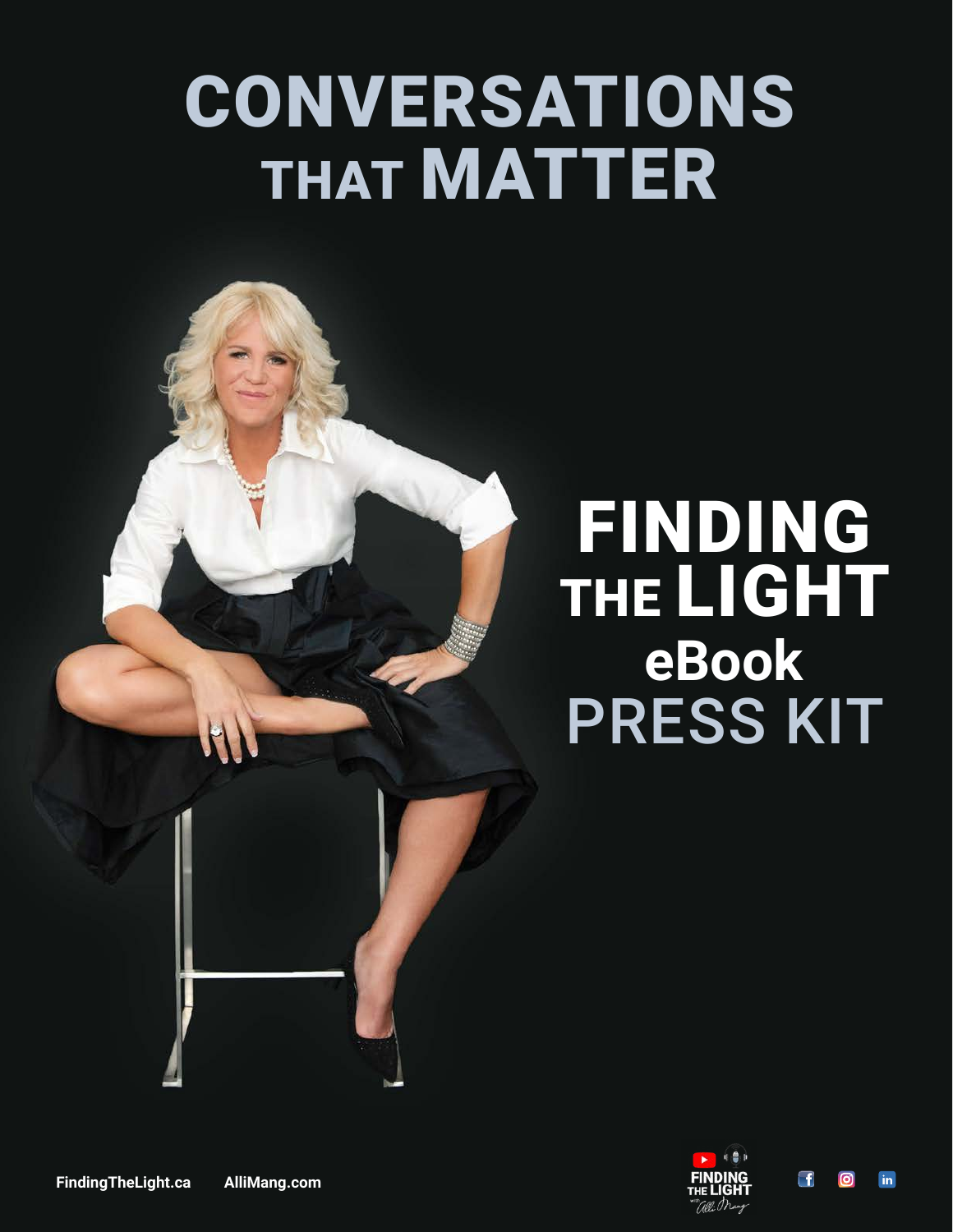# CONVERSATIONS THAT MATTER

# FINDING THE LIGHT eBook PRESS KIT

FindingTheLight.ca AlliMang.com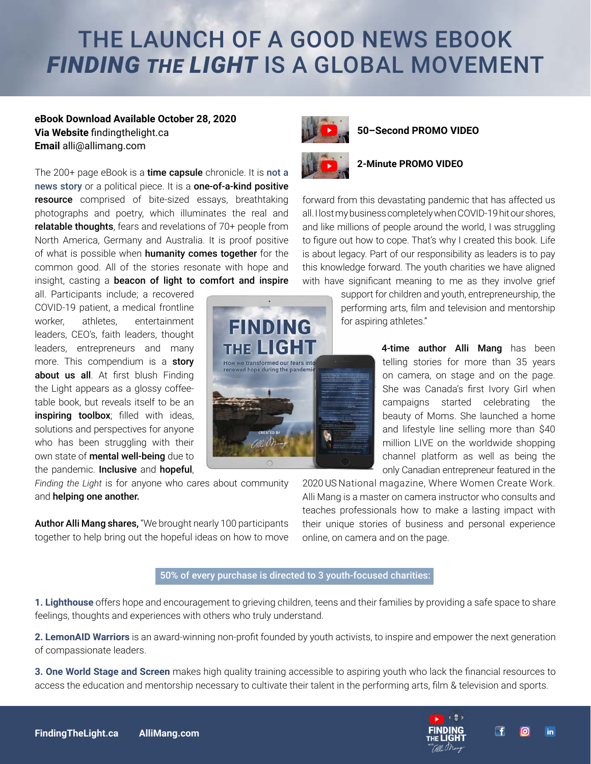# THE LAUNCH OF A GOOD NEWS EBOOK *FINDING THE LIGHT* IS A GLOBAL MOVEMENT

**eBook Download Available October 28, 2020**
**Via Website** findingthelight.ca
**Email** alli@allimang.com

**50–Second PROMO VIDEO**

**2-Minute PROMO VIDEO**

The 200+ page eBook is a **time capsule** chronicle. It is **not a news story** or a political piece. It is a **one-of-a-kind positive resource** comprised of bite-sized essays, breathtaking photographs and poetry, which illuminates the real and **relatable thoughts**, fears and revelations of 70+ people from North America, Germany and Australia. It is proof positive of what is possible when **humanity comes together** for the common good. All of the stories resonate with hope and insight, casting a **beacon of light to comfort and inspire** all. Participants include; a recovered COVID-19 patient, a medical frontline worker, athletes, entertainment leaders, CEO's, faith leaders, thought leaders, entrepreneurs and many more. This compendium is a **story about us all**. At first blush Finding the Light appears as a glossy coffee-table book, but reveals itself to be an **inspiring toolbox**; filled with ideas, solutions and perspectives for anyone who has been struggling with their own state of **mental well-being** due to the pandemic. **Inclusive** and **hopeful**, *Finding the Light* is for anyone who cares about community and **helping one another.**

**Author Alli Mang shares,** "We brought nearly 100 participants together to help bring out the hopeful ideas on how to move forward from this devastating pandemic that has affected us all. I lost my business completely when COVID-19 hit our shores, and like millions of people around the world, I was struggling to figure out how to cope. That's why I created this book. Life is about legacy. Part of our responsibility as leaders is to pay this knowledge forward. The youth charities we have aligned with have significant meaning to me as they involve grief support for children and youth, entrepreneurship, the performing arts, film and television and mentorship for aspiring athletes."

**4-time author Alli Mang** has been telling stories for more than 35 years on camera, on stage and on the page. She was Canada's first Ivory Girl when campaigns started celebrating the beauty of Moms. She launched a home and lifestyle line selling more than $40 million LIVE on the worldwide shopping channel platform as well as being the only Canadian entrepreneur featured in the 2020 US National magazine, Where Women Create Work. Alli Mang is a master on camera instructor who consults and teaches professionals how to make a lasting impact with their unique stories of business and personal experience online, on camera and on the page.

**50% of every purchase is directed to 3 youth-focused charities:**

**1. Lighthouse** offers hope and encouragement to grieving children, teens and their families by providing a safe space to share feelings, thoughts and experiences with others who truly understand.

**2. LemonAID Warriors** is an award-winning non-profit founded by youth activists, to inspire and empower the next generation of compassionate leaders.

**3. One World Stage and Screen** makes high quality training accessible to aspiring youth who lack the financial resources to access the education and mentorship necessary to cultivate their talent in the performing arts, film & television and sports.

**FindingTheLight.ca** **AlliMang.com**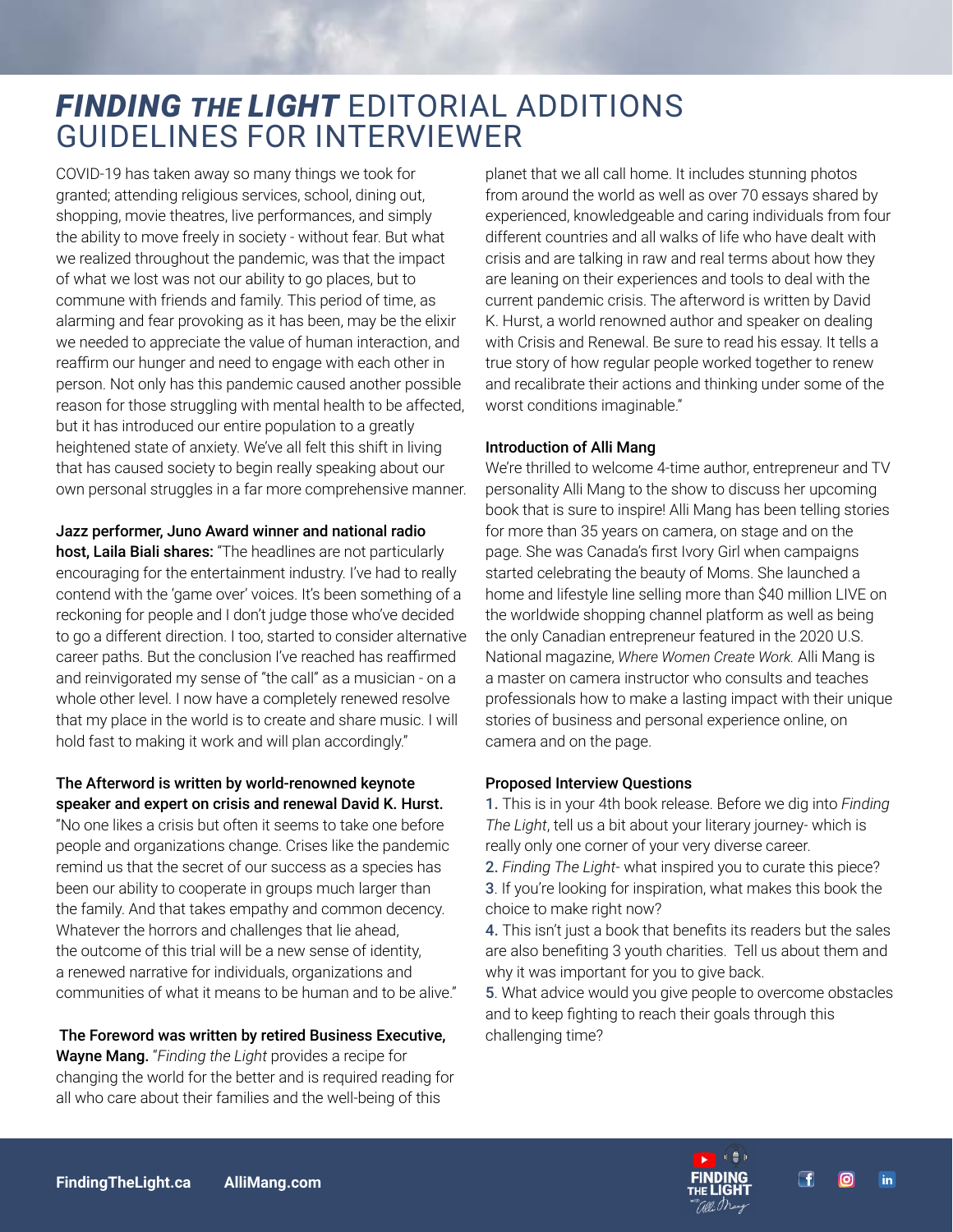# *FINDING THE LIGHT* EDITORIAL ADDITIONS GUIDELINES FOR INTERVIEWER

COVID-19 has taken away so many things we took for granted; attending religious services, school, dining out, shopping, movie theatres, live performances, and simply the ability to move freely in society - without fear. But what we realized throughout the pandemic, was that the impact of what we lost was not our ability to go places, but to commune with friends and family. This period of time, as alarming and fear provoking as it has been, may be the elixir we needed to appreciate the value of human interaction, and reaffirm our hunger and need to engage with each other in person. Not only has this pandemic caused another possible reason for those struggling with mental health to be affected, but it has introduced our entire population to a greatly heightened state of anxiety. We've all felt this shift in living that has caused society to begin really speaking about our own personal struggles in a far more comprehensive manner.

**Jazz performer, Juno Award winner and national radio host, Laila Biali shares:** "The headlines are not particularly encouraging for the entertainment industry. I've had to really contend with the 'game over' voices. It's been something of a reckoning for people and I don't judge those who've decided to go a different direction. I too, started to consider alternative career paths. But the conclusion I've reached has reaffirmed and reinvigorated my sense of "the call" as a musician - on a whole other level. I now have a completely renewed resolve that my place in the world is to create and share music. I will hold fast to making it work and will plan accordingly."

**The Afterword is written by world-renowned keynote speaker and expert on crisis and renewal David K. Hurst.** "No one likes a crisis but often it seems to take one before people and organizations change. Crises like the pandemic remind us that the secret of our success as a species has been our ability to cooperate in groups much larger than the family. And that takes empathy and common decency. Whatever the horrors and challenges that lie ahead, the outcome of this trial will be a new sense of identity, a renewed narrative for individuals, organizations and communities of what it means to be human and to be alive."

**The Foreword was written by retired Business Executive, Wayne Mang.** "*Finding the Light* provides a recipe for changing the world for the better and is required reading for all who care about their families and the well-being of this planet that we all call home. It includes stunning photos from around the world as well as over 70 essays shared by experienced, knowledgeable and caring individuals from four different countries and all walks of life who have dealt with crisis and are talking in raw and real terms about how they are leaning on their experiences and tools to deal with the current pandemic crisis. The afterword is written by David K. Hurst, a world renowned author and speaker on dealing with Crisis and Renewal. Be sure to read his essay. It tells a true story of how regular people worked together to renew and recalibrate their actions and thinking under some of the worst conditions imaginable."

**Introduction of Alli Mang**

We're thrilled to welcome 4-time author, entrepreneur and TV personality Alli Mang to the show to discuss her upcoming book that is sure to inspire! Alli Mang has been telling stories for more than 35 years on camera, on stage and on the page. She was Canada's first Ivory Girl when campaigns started celebrating the beauty of Moms. She launched a home and lifestyle line selling more than $40 million LIVE on the worldwide shopping channel platform as well as being the only Canadian entrepreneur featured in the 2020 U.S. National magazine, *Where Women Create Work.* Alli Mang is a master on camera instructor who consults and teaches professionals how to make a lasting impact with their unique stories of business and personal experience online, on camera and on the page.

**Proposed Interview Questions**

1. This is in your 4th book release. Before we dig into *Finding The Light*, tell us a bit about your literary journey- which is really only one corner of your very diverse career.
2. *Finding The Light*- what inspired you to curate this piece?
3. If you're looking for inspiration, what makes this book the choice to make right now?
4. This isn't just a book that benefits its readers but the sales are also benefiting 3 youth charities. Tell us about them and why it was important for you to give back.
5. What advice would you give people to overcome obstacles and to keep fighting to reach their goals through this challenging time?

FindingTheLight.ca AlliMang.com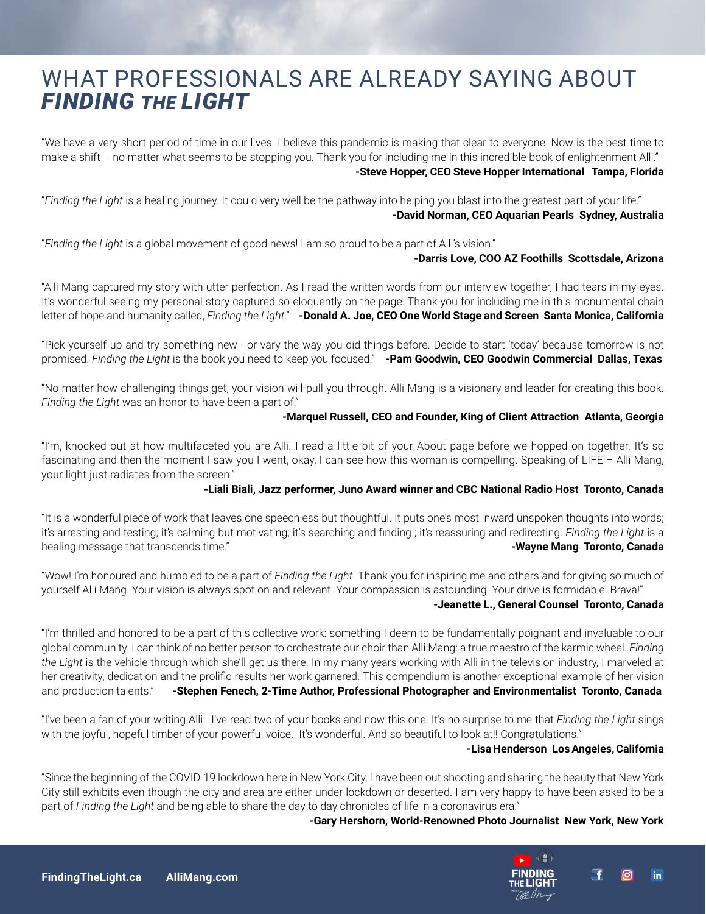# WHAT PROFESSIONALS ARE ALREADY SAYING ABOUT *FINDING THE LIGHT*

"We have a very short period of time in our lives. I believe this pandemic is making that clear to everyone. Now is the best time to make a shift – no matter what seems to be stopping you. Thank you for including me in this incredible book of enlightenment Alli."

**-Steve Hopper, CEO Steve Hopper International Tampa, Florida**

"*Finding the Light* is a healing journey. It could very well be the pathway into helping you blast into the greatest part of your life."

**-David Norman, CEO Aquarian Pearls Sydney, Australia**

"*Finding the Light* is a global movement of good news! I am so proud to be a part of Alli's vision."

**-Darris Love, COO AZ Foothills Scottsdale, Arizona**

"Alli Mang captured my story with utter perfection. As I read the written words from our interview together, I had tears in my eyes. It's wonderful seeing my personal story captured so eloquently on the page. Thank you for including me in this monumental chain letter of hope and humanity called, *Finding the Light*." **-Donald A. Joe, CEO One World Stage and Screen Santa Monica, California**

"Pick yourself up and try something new - or vary the way you did things before. Decide to start 'today' because tomorrow is not promised. *Finding the Light* is the book you need to keep you focused." **-Pam Goodwin, CEO Goodwin Commercial Dallas, Texas**

"No matter how challenging things get, your vision will pull you through. Alli Mang is a visionary and leader for creating this book. *Finding the Light* was an honor to have been a part of."

**-Marquel Russell, CEO and Founder, King of Client Attraction Atlanta, Georgia**

"I'm, knocked out at how multifaceted you are Alli. I read a little bit of your About page before we hopped on together. It's so fascinating and then the moment I saw you I went, okay, I can see how this woman is compelling. Speaking of LIFE – Alli Mang, your light just radiates from the screen."

**-Liali Biali, Jazz performer, Juno Award winner and CBC National Radio Host Toronto, Canada**

"It is a wonderful piece of work that leaves one speechless but thoughtful. It puts one's most inward unspoken thoughts into words; it's arresting and testing; it's calming but motivating; it's searching and finding ; it's reassuring and redirecting. *Finding the Light* is a healing message that transcends time." **-Wayne Mang Toronto, Canada**

"Wow! I'm honoured and humbled to be a part of *Finding the Light*. Thank you for inspiring me and others and for giving so much of yourself Alli Mang. Your vision is always spot on and relevant. Your compassion is astounding. Your drive is formidable. Brava!"

**-Jeanette L., General Counsel Toronto, Canada**

"I'm thrilled and honored to be a part of this collective work: something I deem to be fundamentally poignant and invaluable to our global community. I can think of no better person to orchestrate our choir than Alli Mang: a true maestro of the karmic wheel. *Finding the Light* is the vehicle through which she'll get us there. In my many years working with Alli in the television industry, I marveled at her creativity, dedication and the prolific results her work garnered. This compendium is another exceptional example of her vision and production talents." **-Stephen Fenech, 2-Time Author, Professional Photographer and Environmentalist Toronto, Canada**

"I've been a fan of your writing Alli. I've read two of your books and now this one. It's no surprise to me that *Finding the Light* sings with the joyful, hopeful timber of your powerful voice. It's wonderful. And so beautiful to look at!! Congratulations."

**-Lisa Henderson Los Angeles, California**

"Since the beginning of the COVID-19 lockdown here in New York City, I have been out shooting and sharing the beauty that New York City still exhibits even though the city and area are either under lockdown or deserted. I am very happy to have been asked to be a part of *Finding the Light* and being able to share the day to day chronicles of life in a coronavirus era."

**-Gary Hershorn, World-Renowned Photo Journalist New York, New York**

**FindingTheLight.ca** **AlliMang.com**